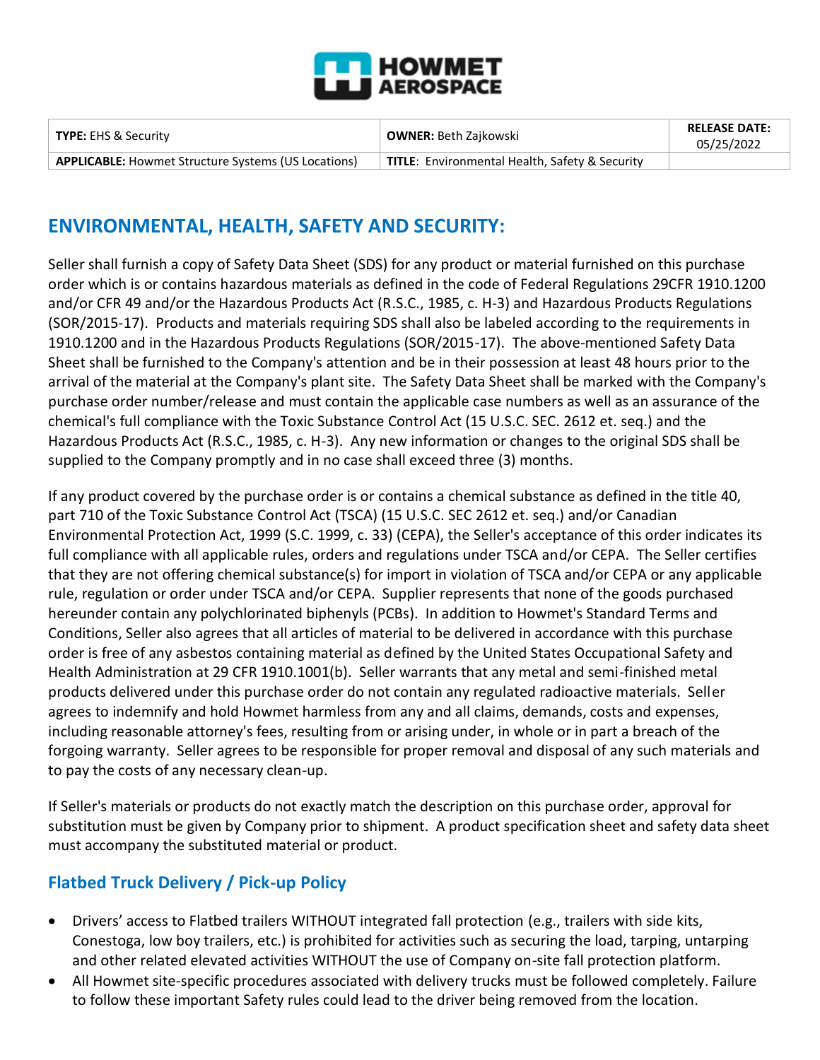HOWMET AEROSPACE

| **TYPE:** EHS & Security | **OWNER:** Beth Zajkowski | **RELEASE DATE:** 05/25/2022 |
| --- | --- | --- |
| **APPLICABLE:** Howmet Structure Systems (US Locations) | **TITLE**: Environmental Health, Safety & Security | |

## ENVIRONMENTAL, HEALTH, SAFETY AND SECURITY:

Seller shall furnish a copy of Safety Data Sheet (SDS) for any product or material furnished on this purchase order which is or contains hazardous materials as defined in the code of Federal Regulations 29CFR 1910.1200 and/or CFR 49 and/or the Hazardous Products Act (R.S.C., 1985, c. H-3) and Hazardous Products Regulations (SOR/2015-17). Products and materials requiring SDS shall also be labeled according to the requirements in 1910.1200 and in the Hazardous Products Regulations (SOR/2015-17). The above-mentioned Safety Data Sheet shall be furnished to the Company's attention and be in their possession at least 48 hours prior to the arrival of the material at the Company's plant site. The Safety Data Sheet shall be marked with the Company's purchase order number/release and must contain the applicable case numbers as well as an assurance of the chemical's full compliance with the Toxic Substance Control Act (15 U.S.C. SEC. 2612 et. seq.) and the Hazardous Products Act (R.S.C., 1985, c. H-3). Any new information or changes to the original SDS shall be supplied to the Company promptly and in no case shall exceed three (3) months.

If any product covered by the purchase order is or contains a chemical substance as defined in the title 40, part 710 of the Toxic Substance Control Act (TSCA) (15 U.S.C. SEC 2612 et. seq.) and/or Canadian Environmental Protection Act, 1999 (S.C. 1999, c. 33) (CEPA), the Seller's acceptance of this order indicates its full compliance with all applicable rules, orders and regulations under TSCA and/or CEPA. The Seller certifies that they are not offering chemical substance(s) for import in violation of TSCA and/or CEPA or any applicable rule, regulation or order under TSCA and/or CEPA. Supplier represents that none of the goods purchased hereunder contain any polychlorinated biphenyls (PCBs). In addition to Howmet's Standard Terms and Conditions, Seller also agrees that all articles of material to be delivered in accordance with this purchase order is free of any asbestos containing material as defined by the United States Occupational Safety and Health Administration at 29 CFR 1910.1001(b). Seller warrants that any metal and semi-finished metal products delivered under this purchase order do not contain any regulated radioactive materials. Seller agrees to indemnify and hold Howmet harmless from any and all claims, demands, costs and expenses, including reasonable attorney's fees, resulting from or arising under, in whole or in part a breach of the forgoing warranty. Seller agrees to be responsible for proper removal and disposal of any such materials and to pay the costs of any necessary clean-up.

If Seller's materials or products do not exactly match the description on this purchase order, approval for substitution must be given by Company prior to shipment. A product specification sheet and safety data sheet must accompany the substituted material or product.

### Flatbed Truck Delivery / Pick-up Policy

- Drivers' access to Flatbed trailers WITHOUT integrated fall protection (e.g., trailers with side kits, Conestoga, low boy trailers, etc.) is prohibited for activities such as securing the load, tarping, untarping and other related elevated activities WITHOUT the use of Company on-site fall protection platform.
- All Howmet site-specific procedures associated with delivery trucks must be followed completely. Failure to follow these important Safety rules could lead to the driver being removed from the location.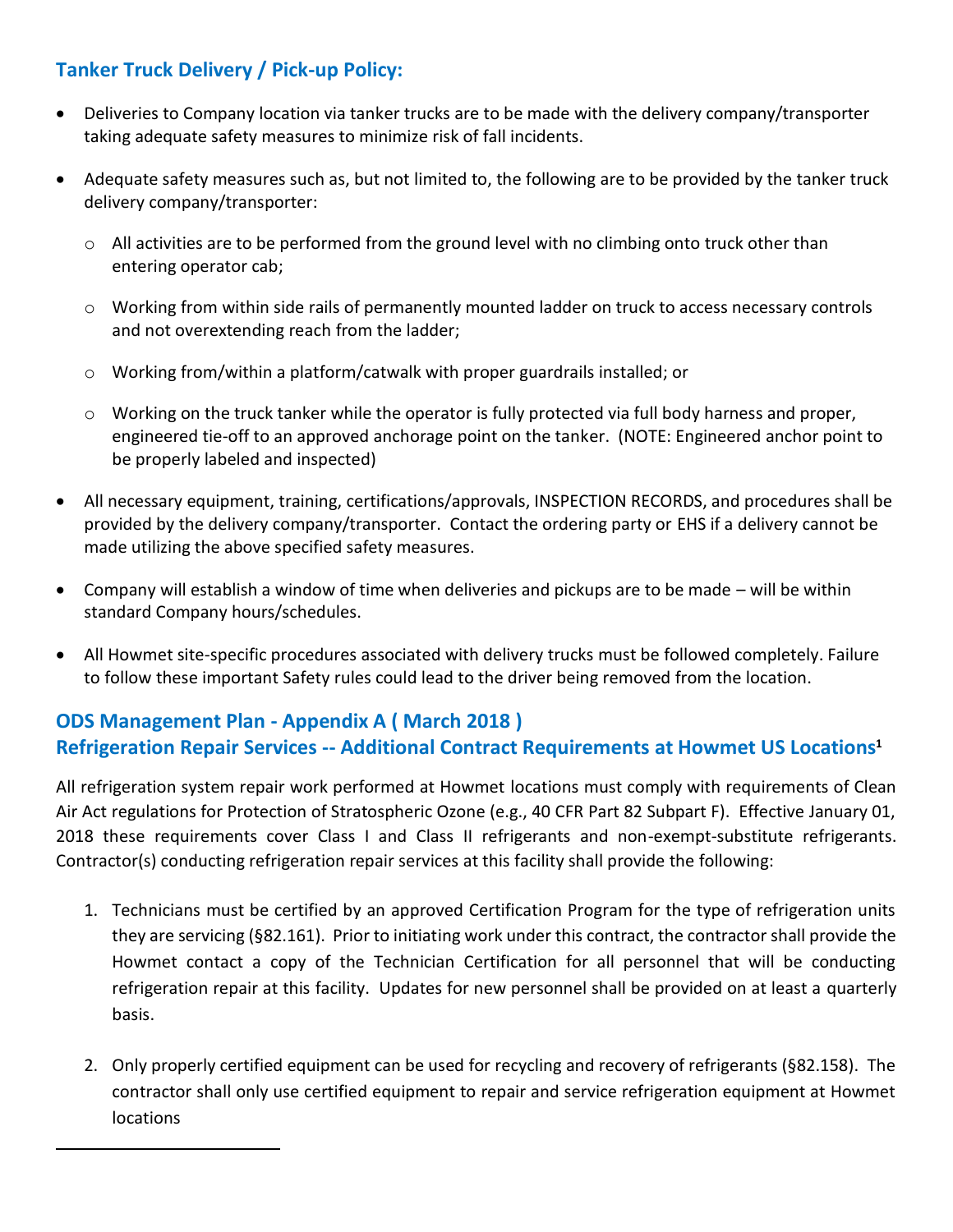## Tanker Truck Delivery / Pick-up Policy:

- Deliveries to Company location via tanker trucks are to be made with the delivery company/transporter taking adequate safety measures to minimize risk of fall incidents.
- Adequate safety measures such as, but not limited to, the following are to be provided by the tanker truck delivery company/transporter:
  - All activities are to be performed from the ground level with no climbing onto truck other than entering operator cab;
  - Working from within side rails of permanently mounted ladder on truck to access necessary controls and not overextending reach from the ladder;
  - Working from/within a platform/catwalk with proper guardrails installed; or
  - Working on the truck tanker while the operator is fully protected via full body harness and proper, engineered tie-off to an approved anchorage point on the tanker. (NOTE: Engineered anchor point to be properly labeled and inspected)
- All necessary equipment, training, certifications/approvals, INSPECTION RECORDS, and procedures shall be provided by the delivery company/transporter. Contact the ordering party or EHS if a delivery cannot be made utilizing the above specified safety measures.
- Company will establish a window of time when deliveries and pickups are to be made – will be within standard Company hours/schedules.
- All Howmet site-specific procedures associated with delivery trucks must be followed completely. Failure to follow these important Safety rules could lead to the driver being removed from the location.

## ODS Management Plan - Appendix A ( March 2018 )
## Refrigeration Repair Services -- Additional Contract Requirements at Howmet US Locations[1]

All refrigeration system repair work performed at Howmet locations must comply with requirements of Clean Air Act regulations for Protection of Stratospheric Ozone (e.g., 40 CFR Part 82 Subpart F). Effective January 01, 2018 these requirements cover Class I and Class II refrigerants and non-exempt-substitute refrigerants. Contractor(s) conducting refrigeration repair services at this facility shall provide the following:

1. Technicians must be certified by an approved Certification Program for the type of refrigeration units they are servicing (§82.161). Prior to initiating work under this contract, the contractor shall provide the Howmet contact a copy of the Technician Certification for all personnel that will be conducting refrigeration repair at this facility. Updates for new personnel shall be provided on at least a quarterly basis.
2. Only properly certified equipment can be used for recycling and recovery of refrigerants (§82.158). The contractor shall only use certified equipment to repair and service refrigeration equipment at Howmet locations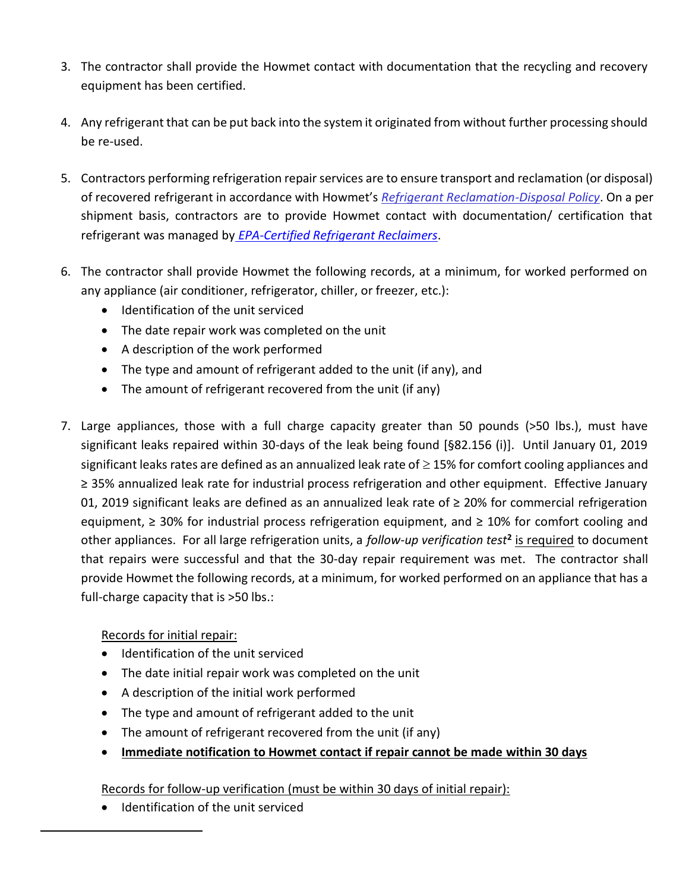3. The contractor shall provide the Howmet contact with documentation that the recycling and recovery equipment has been certified.

4. Any refrigerant that can be put back into the system it originated from without further processing should be re-used.

5. Contractors performing refrigeration repair services are to ensure transport and reclamation (or disposal) of recovered refrigerant in accordance with Howmet's *Refrigerant Reclamation-Disposal Policy*. On a per shipment basis, contractors are to provide Howmet contact with documentation/ certification that refrigerant was managed by *EPA-Certified Refrigerant Reclaimers*.

6. The contractor shall provide Howmet the following records, at a minimum, for worked performed on any appliance (air conditioner, refrigerator, chiller, or freezer, etc.):
   - Identification of the unit serviced
   - The date repair work was completed on the unit
   - A description of the work performed
   - The type and amount of refrigerant added to the unit (if any), and
   - The amount of refrigerant recovered from the unit (if any)

7. Large appliances, those with a full charge capacity greater than 50 pounds (>50 lbs.), must have significant leaks repaired within 30-days of the leak being found [§82.156 (i)]. Until January 01, 2019 significant leaks rates are defined as an annualized leak rate of ≥ 15% for comfort cooling appliances and ≥ 35% annualized leak rate for industrial process refrigeration and other equipment. Effective January 01, 2019 significant leaks are defined as an annualized leak rate of ≥ 20% for commercial refrigeration equipment, ≥ 30% for industrial process refrigeration equipment, and ≥ 10% for comfort cooling and other appliances. For all large refrigeration units, a *follow-up verification test*[2] is required to document that repairs were successful and that the 30-day repair requirement was met. The contractor shall provide Howmet the following records, at a minimum, for worked performed on an appliance that has a full-charge capacity that is >50 lbs.:

   Records for initial repair:
   - Identification of the unit serviced
   - The date initial repair work was completed on the unit
   - A description of the initial work performed
   - The type and amount of refrigerant added to the unit
   - The amount of refrigerant recovered from the unit (if any)
   - **Immediate notification to Howmet contact if repair cannot be made within 30 days**

   Records for follow-up verification (must be within 30 days of initial repair):
   - Identification of the unit serviced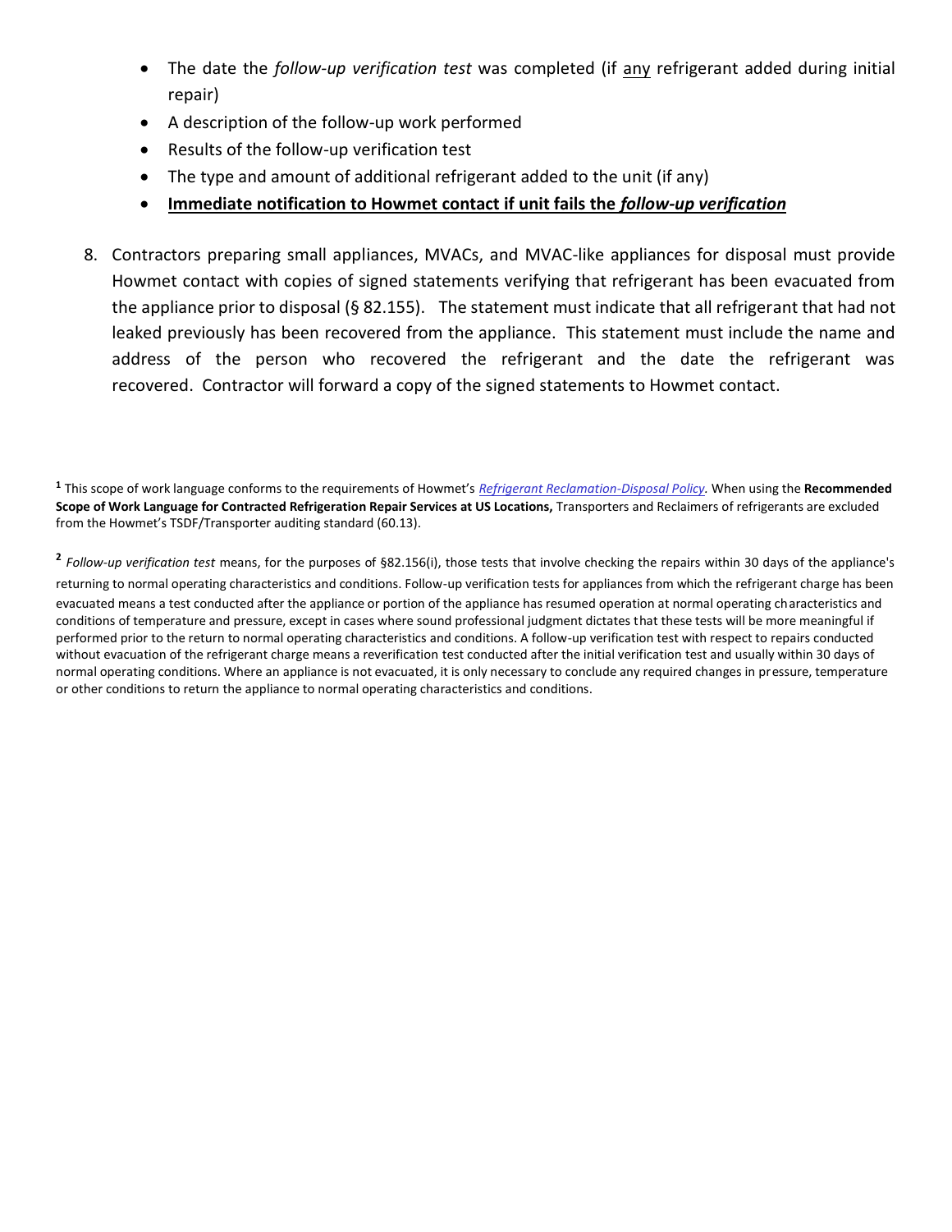- The date the *follow-up verification test* was completed (if any refrigerant added during initial repair)
- A description of the follow-up work performed
- Results of the follow-up verification test
- The type and amount of additional refrigerant added to the unit (if any)
- **Immediate notification to Howmet contact if unit fails the *follow-up verification***

8. Contractors preparing small appliances, MVACs, and MVAC-like appliances for disposal must provide Howmet contact with copies of signed statements verifying that refrigerant has been evacuated from the appliance prior to disposal (§ 82.155). The statement must indicate that all refrigerant that had not leaked previously has been recovered from the appliance. This statement must include the name and address of the person who recovered the refrigerant and the date the refrigerant was recovered. Contractor will forward a copy of the signed statements to Howmet contact.

[1] This scope of work language conforms to the requirements of Howmet's *Refrigerant Reclamation-Disposal Policy.* When using the **Recommended Scope of Work Language for Contracted Refrigeration Repair Services at US Locations,** Transporters and Reclaimers of refrigerants are excluded from the Howmet's TSDF/Transporter auditing standard (60.13).

[2] *Follow-up verification test* means, for the purposes of §82.156(i), those tests that involve checking the repairs within 30 days of the appliance's returning to normal operating characteristics and conditions. Follow-up verification tests for appliances from which the refrigerant charge has been evacuated means a test conducted after the appliance or portion of the appliance has resumed operation at normal operating characteristics and conditions of temperature and pressure, except in cases where sound professional judgment dictates that these tests will be more meaningful if performed prior to the return to normal operating characteristics and conditions. A follow-up verification test with respect to repairs conducted without evacuation of the refrigerant charge means a reverification test conducted after the initial verification test and usually within 30 days of normal operating conditions. Where an appliance is not evacuated, it is only necessary to conclude any required changes in pressure, temperature or other conditions to return the appliance to normal operating characteristics and conditions.